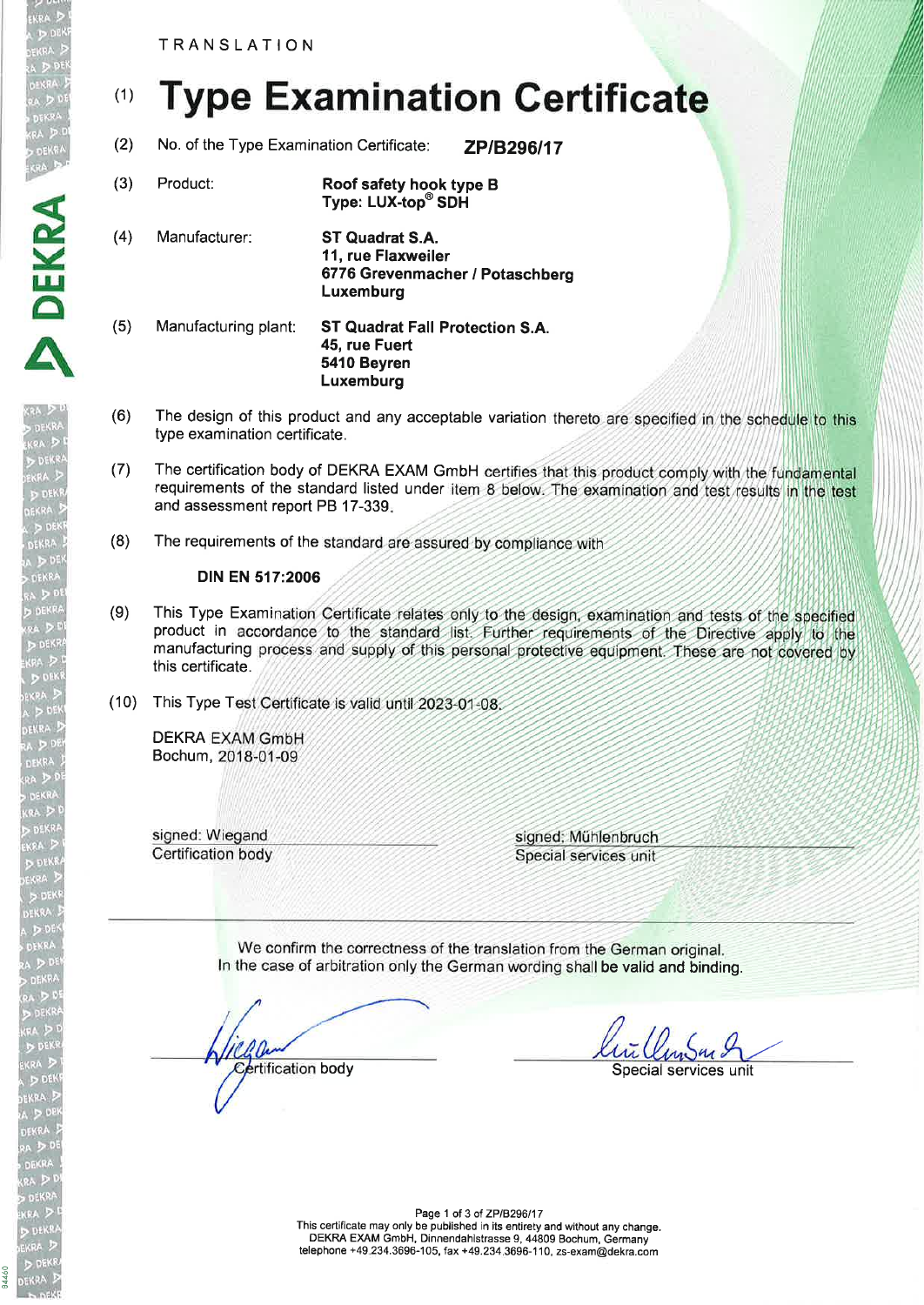TRANSLATION

# (1) Type Examination Certificate

(2) No. of the Type Examination Certificate: **ZP/B296/17**

(3) Product: **Roof safety hook type B**
**Type: LUX-top® SDH**

(4) Manufacturer: **ST Quadrat S.A.**
**11, rue Flaxweiler**
**6776 Grevenmacher / Potaschberg**
**Luxemburg**

(5) Manufacturing plant: **ST Quadrat Fall Protection S.A.**
**45, rue Fuert**
**5410 Beyren**
**Luxemburg**

(6) The design of this product and any acceptable variation thereto are specified in the schedule to this type examination certificate.

(7) The certification body of DEKRA EXAM GmbH certifies that this product comply with the fundamental requirements of the standard listed under item 8 below. The examination and test results in the test and assessment report PB 17-339.

(8) The requirements of the standard are assured by compliance with

**DIN EN 517:2006**

(9) This Type Examination Certificate relates only to the design, examination and tests of the specified product in accordance to the standard list. Further requirements of the Directive apply to the manufacturing process and supply of this personal protective equipment. These are not covered by this certificate.

(10) This Type Test Certificate is valid until 2023-01-08.

DEKRA EXAM GmbH
Bochum, 2018-01-09

signed: Wiegand
Certification body

signed: Mühlenbruch
Special services unit

---

We confirm the correctness of the translation from the German original.
In the case of arbitration only the German wording shall be valid and binding.

Certification body

Special services unit

This certificate may only be published in its entirety and without any change.
DEKRA EXAM GmbH, Dinnendahlstrasse 9, 44809 Bochum, Germany
telephone +49.234.3696-105, fax +49.234.3696-110, zs-exam@dekra.com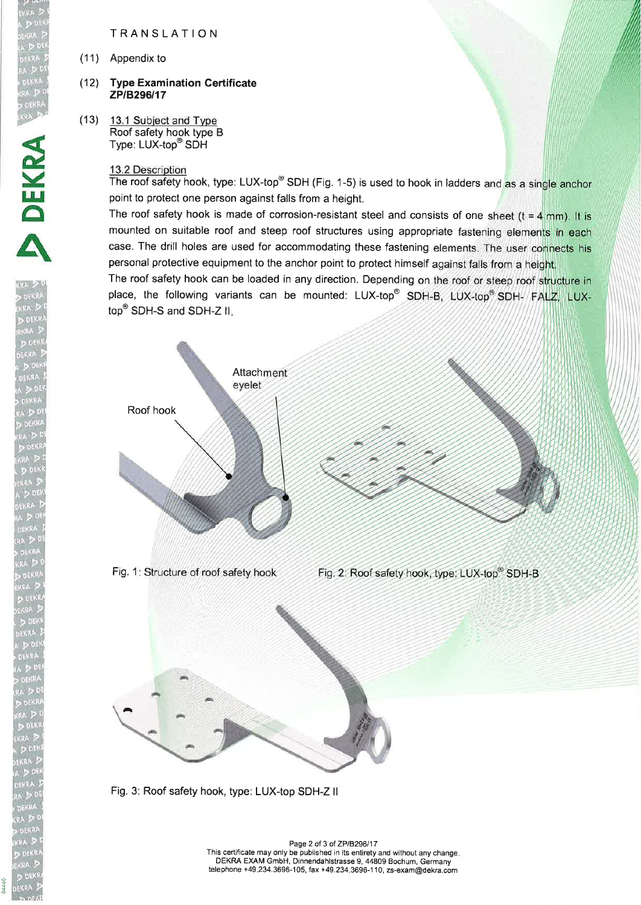TRANSLATION

(11) Appendix to

(12) **Type Examination Certificate ZP/B296/17**

(13) 13.1 Subject and Type
Roof safety hook type B
Type: LUX-top® SDH

13.2 Description
The roof safety hook, type: LUX-top® SDH (Fig. 1-5) is used to hook in ladders and as a single anchor point to protect one person against falls from a height.
The roof safety hook is made of corrosion-resistant steel and consists of one sheet (t = 4 mm). It is mounted on suitable roof and steep roof structures using appropriate fastening elements in each case. The drill holes are used for accommodating these fastening elements. The user connects his personal protective equipment to the anchor point to protect himself against falls from a height.
The roof safety hook can be loaded in any direction. Depending on the roof or steep roof structure in place, the following variants can be mounted: LUX-top® SDH-B, LUX-top® SDH- FALZ, LUX-top® SDH-S and SDH-Z II.

Attachment eyelet

Roof hook

Fig. 1: Structure of roof safety hook

Fig. 2: Roof safety hook, type: LUX-top® SDH-B

Fig. 3: Roof safety hook, type: LUX-top SDH-Z II

This certificate may only be published in its entirety and without any change.
DEKRA EXAM GmbH, Dinnendahlstrasse 9, 44809 Bochum, Germany
telephone +49.234.3696-105, fax +49.234.3696-110, zs-exam@dekra.com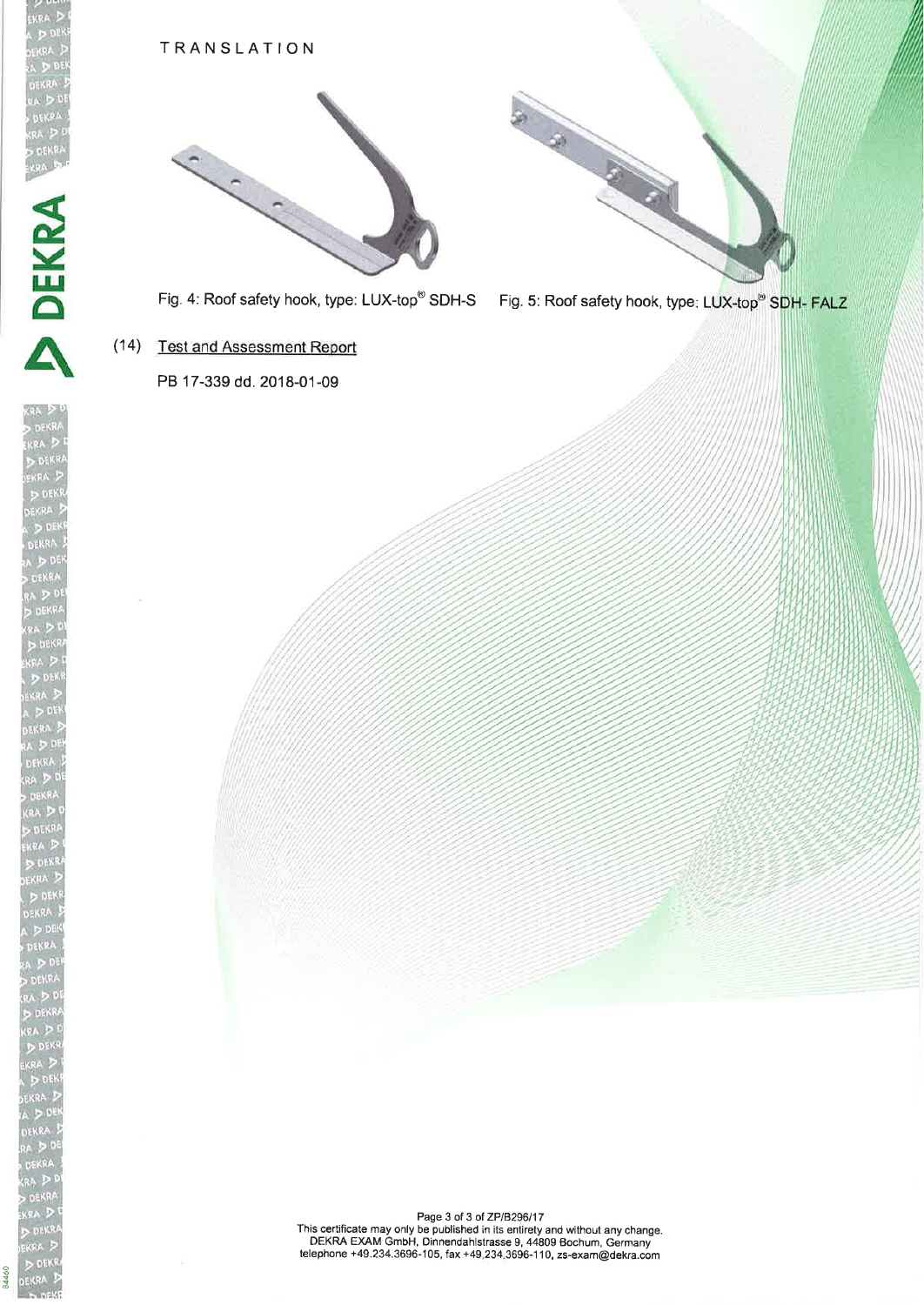TRANSLATION

Fig. 4: Roof safety hook, type: LUX-top® SDH-S

Fig. 5: Roof safety hook, type: LUX-top® SDH- FALZ

(14) Test and Assessment Report

PB 17-339 dd. 2018-01-09

This certificate may only be published in its entirety and without any change.
DEKRA EXAM GmbH, Dinnendahlstrasse 9, 44809 Bochum, Germany
telephone +49.234.3696-105, fax +49.234.3696-110, zs-exam@dekra.com